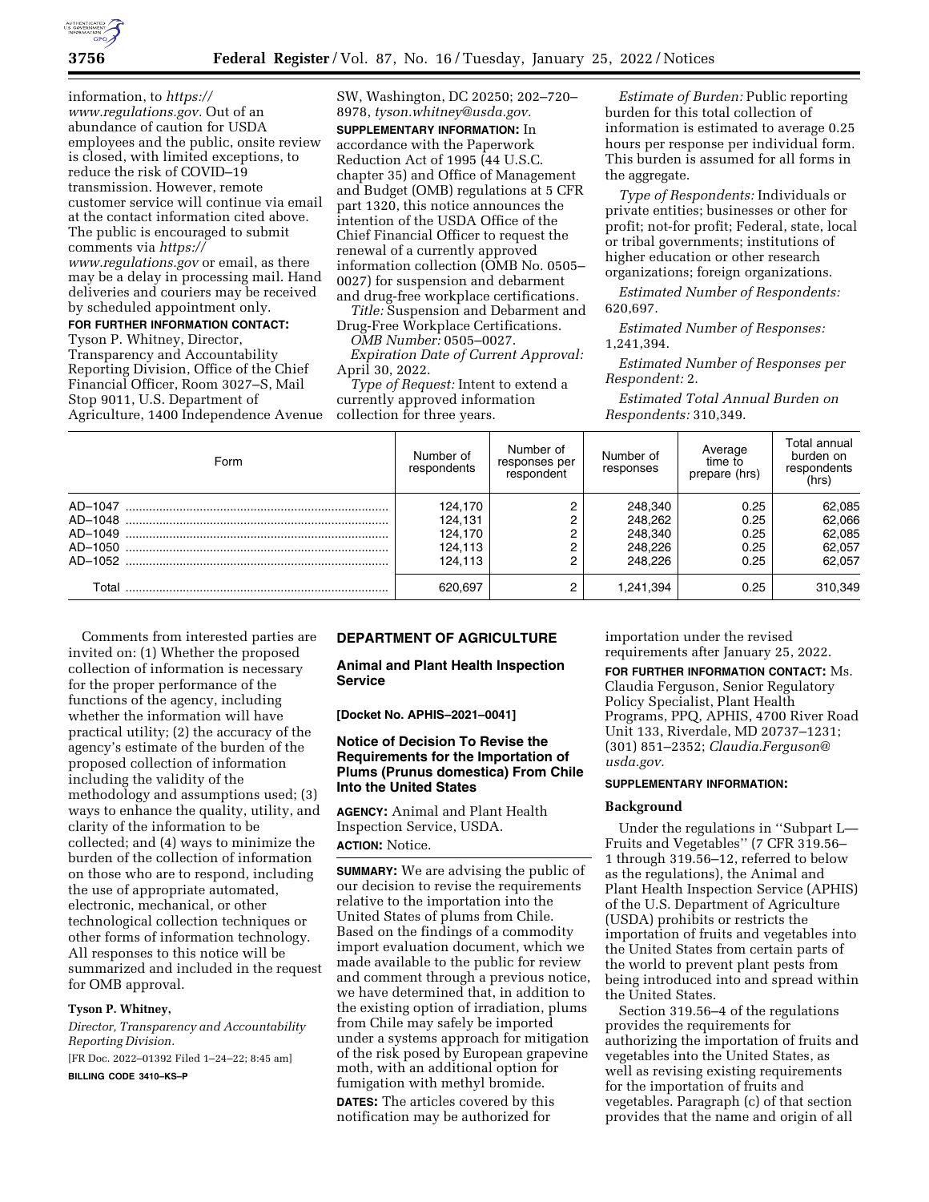information, to *https://www.regulations.gov.* Out of an abundance of caution for USDA employees and the public, onsite review is closed, with limited exceptions, to reduce the risk of COVID–19 transmission. However, remote customer service will continue via email at the contact information cited above. The public is encouraged to submit comments via *https://www.regulations.gov* or email, as there may be a delay in processing mail. Hand deliveries and couriers may be received by scheduled appointment only.

**FOR FURTHER INFORMATION CONTACT:** Tyson P. Whitney, Director, Transparency and Accountability Reporting Division, Office of the Chief Financial Officer, Room 3027–S, Mail Stop 9011, U.S. Department of Agriculture, 1400 Independence Avenue SW, Washington, DC 20250; 202–720–8978, *tyson.whitney@usda.gov.*

**SUPPLEMENTARY INFORMATION:** In accordance with the Paperwork Reduction Act of 1995 (44 U.S.C. chapter 35) and Office of Management and Budget (OMB) regulations at 5 CFR part 1320, this notice announces the intention of the USDA Office of the Chief Financial Officer to request the renewal of a currently approved information collection (OMB No. 0505–0027) for suspension and debarment and drug-free workplace certifications.

*Title:* Suspension and Debarment and Drug-Free Workplace Certifications.

*OMB Number:* 0505–0027.

*Expiration Date of Current Approval:* April 30, 2022.

*Type of Request:* Intent to extend a currently approved information collection for three years.

*Estimate of Burden:* Public reporting burden for this total collection of information is estimated to average 0.25 hours per response per individual form. This burden is assumed for all forms in the aggregate.

*Type of Respondents:* Individuals or private entities; businesses or other for profit; not-for profit; Federal, state, local or tribal governments; institutions of higher education or other research organizations; foreign organizations.

*Estimated Number of Respondents:* 620,697.

*Estimated Number of Responses:* 1,241,394.

*Estimated Number of Responses per Respondent:* 2.

*Estimated Total Annual Burden on Respondents:* 310,349.

| Form | Number of respondents | Number of responses per respondent | Number of responses | Average time to prepare (hrs) | Total annual burden on respondents (hrs) |
|---|---|---|---|---|---|
| AD–1047 | 124,170 | 2 | 248,340 | 0.25 | 62,085 |
| AD–1048 | 124,131 | 2 | 248,262 | 0.25 | 62,066 |
| AD–1049 | 124,170 | 2 | 248,340 | 0.25 | 62,085 |
| AD–1050 | 124,113 | 2 | 248,226 | 0.25 | 62,057 |
| AD–1052 | 124,113 | 2 | 248,226 | 0.25 | 62,057 |
| Total | 620,697 | 2 | 1,241,394 | 0.25 | 310,349 |

Comments from interested parties are invited on: (1) Whether the proposed collection of information is necessary for the proper performance of the functions of the agency, including whether the information will have practical utility; (2) the accuracy of the agency's estimate of the burden of the proposed collection of information including the validity of the methodology and assumptions used; (3) ways to enhance the quality, utility, and clarity of the information to be collected; and (4) ways to minimize the burden of the collection of information on those who are to respond, including the use of appropriate automated, electronic, mechanical, or other technological collection techniques or other forms of information technology. All responses to this notice will be summarized and included in the request for OMB approval.

**Tyson P. Whitney,**

*Director, Transparency and Accountability Reporting Division.*

[FR Doc. 2022–01392 Filed 1–24–22; 8:45 am]

**BILLING CODE 3410–KS–P**

## DEPARTMENT OF AGRICULTURE

### Animal and Plant Health Inspection Service

**[Docket No. APHIS–2021–0041]**

### Notice of Decision To Revise the Requirements for the Importation of Plums (Prunus domestica) From Chile Into the United States

**AGENCY:** Animal and Plant Health Inspection Service, USDA.

**ACTION:** Notice.

**SUMMARY:** We are advising the public of our decision to revise the requirements relative to the importation into the United States of plums from Chile. Based on the findings of a commodity import evaluation document, which we made available to the public for review and comment through a previous notice, we have determined that, in addition to the existing option of irradiation, plums from Chile may safely be imported under a systems approach for mitigation of the risk posed by European grapevine moth, with an additional option for fumigation with methyl bromide.

**DATES:** The articles covered by this notification may be authorized for importation under the revised requirements after January 25, 2022.

**FOR FURTHER INFORMATION CONTACT:** Ms. Claudia Ferguson, Senior Regulatory Policy Specialist, Plant Health Programs, PPQ, APHIS, 4700 River Road Unit 133, Riverdale, MD 20737–1231; (301) 851–2352; *Claudia.Ferguson@usda.gov.*

**SUPPLEMENTARY INFORMATION:**

#### Background

Under the regulations in ''Subpart L—Fruits and Vegetables'' (7 CFR 319.56–1 through 319.56–12, referred to below as the regulations), the Animal and Plant Health Inspection Service (APHIS) of the U.S. Department of Agriculture (USDA) prohibits or restricts the importation of fruits and vegetables into the United States from certain parts of the world to prevent plant pests from being introduced into and spread within the United States.

Section 319.56–4 of the regulations provides the requirements for authorizing the importation of fruits and vegetables into the United States, as well as revising existing requirements for the importation of fruits and vegetables. Paragraph (c) of that section provides that the name and origin of all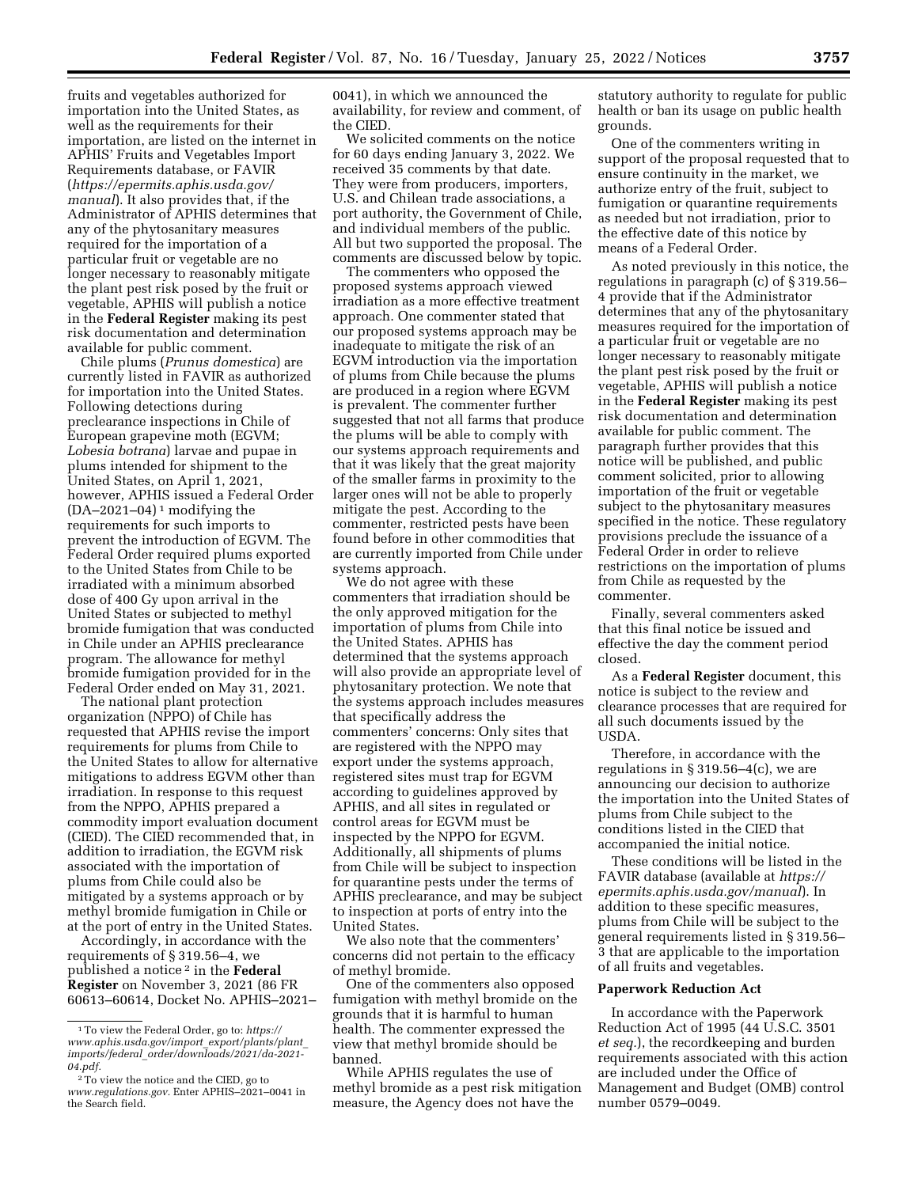fruits and vegetables authorized for importation into the United States, as well as the requirements for their importation, are listed on the internet in APHIS' Fruits and Vegetables Import Requirements database, or FAVIR (*https://epermits.aphis.usda.gov/manual*). It also provides that, if the Administrator of APHIS determines that any of the phytosanitary measures required for the importation of a particular fruit or vegetable are no longer necessary to reasonably mitigate the plant pest risk posed by the fruit or vegetable, APHIS will publish a notice in the **Federal Register** making its pest risk documentation and determination available for public comment.

Chile plums (*Prunus domestica*) are currently listed in FAVIR as authorized for importation into the United States. Following detections during preclearance inspections in Chile of European grapevine moth (EGVM; *Lobesia botrana*) larvae and pupae in plums intended for shipment to the United States, on April 1, 2021, however, APHIS issued a Federal Order (DA–2021–04) [1] modifying the requirements for such imports to prevent the introduction of EGVM. The Federal Order required plums exported to the United States from Chile to be irradiated with a minimum absorbed dose of 400 Gy upon arrival in the United States or subjected to methyl bromide fumigation that was conducted in Chile under an APHIS preclearance program. The allowance for methyl bromide fumigation provided for in the Federal Order ended on May 31, 2021.

The national plant protection organization (NPPO) of Chile has requested that APHIS revise the import requirements for plums from Chile to the United States to allow for alternative mitigations to address EGVM other than irradiation. In response to this request from the NPPO, APHIS prepared a commodity import evaluation document (CIED). The CIED recommended that, in addition to irradiation, the EGVM risk associated with the importation of plums from Chile could also be mitigated by a systems approach or by methyl bromide fumigation in Chile or at the port of entry in the United States.

Accordingly, in accordance with the requirements of § 319.56–4, we published a notice [2] in the **Federal Register** on November 3, 2021 (86 FR 60613–60614, Docket No. APHIS–2021–0041), in which we announced the availability, for review and comment, of the CIED.

We solicited comments on the notice for 60 days ending January 3, 2022. We received 35 comments by that date. They were from producers, importers, U.S. and Chilean trade associations, a port authority, the Government of Chile, and individual members of the public. All but two supported the proposal. The comments are discussed below by topic.

The commenters who opposed the proposed systems approach viewed irradiation as a more effective treatment approach. One commenter stated that our proposed systems approach may be inadequate to mitigate the risk of an EGVM introduction via the importation of plums from Chile because the plums are produced in a region where EGVM is prevalent. The commenter further suggested that not all farms that produce the plums will be able to comply with our systems approach requirements and that it was likely that the great majority of the smaller farms in proximity to the larger ones will not be able to properly mitigate the pest. According to the commenter, restricted pests have been found before in other commodities that are currently imported from Chile under systems approach.

We do not agree with these commenters that irradiation should be the only approved mitigation for the importation of plums from Chile into the United States. APHIS has determined that the systems approach will also provide an appropriate level of phytosanitary protection. We note that the systems approach includes measures that specifically address the commenters' concerns: Only sites that are registered with the NPPO may export under the systems approach, registered sites must trap for EGVM according to guidelines approved by APHIS, and all sites in regulated or control areas for EGVM must be inspected by the NPPO for EGVM. Additionally, all shipments of plums from Chile will be subject to inspection for quarantine pests under the terms of APHIS preclearance, and may be subject to inspection at ports of entry into the United States.

We also note that the commenters' concerns did not pertain to the efficacy of methyl bromide.

One of the commenters also opposed fumigation with methyl bromide on the grounds that it is harmful to human health. The commenter expressed the view that methyl bromide should be banned.

While APHIS regulates the use of methyl bromide as a pest risk mitigation measure, the Agency does not have the statutory authority to regulate for public health or ban its usage on public health grounds.

One of the commenters writing in support of the proposal requested that to ensure continuity in the market, we authorize entry of the fruit, subject to fumigation or quarantine requirements as needed but not irradiation, prior to the effective date of this notice by means of a Federal Order.

As noted previously in this notice, the regulations in paragraph (c) of § 319.56–4 provide that if the Administrator determines that any of the phytosanitary measures required for the importation of a particular fruit or vegetable are no longer necessary to reasonably mitigate the plant pest risk posed by the fruit or vegetable, APHIS will publish a notice in the **Federal Register** making its pest risk documentation and determination available for public comment. The paragraph further provides that this notice will be published, and public comment solicited, prior to allowing importation of the fruit or vegetable subject to the phytosanitary measures specified in the notice. These regulatory provisions preclude the issuance of a Federal Order in order to relieve restrictions on the importation of plums from Chile as requested by the commenter.

Finally, several commenters asked that this final notice be issued and effective the day the comment period closed.

As a **Federal Register** document, this notice is subject to the review and clearance processes that are required for all such documents issued by the USDA.

Therefore, in accordance with the regulations in § 319.56–4(c), we are announcing our decision to authorize the importation into the United States of plums from Chile subject to the conditions listed in the CIED that accompanied the initial notice.

These conditions will be listed in the FAVIR database (available at *https://epermits.aphis.usda.gov/manual*). In addition to these specific measures, plums from Chile will be subject to the general requirements listed in § 319.56–3 that are applicable to the importation of all fruits and vegetables.

## Paperwork Reduction Act

In accordance with the Paperwork Reduction Act of 1995 (44 U.S.C. 3501 *et seq.*), the recordkeeping and burden requirements associated with this action are included under the Office of Management and Budget (OMB) control number 0579–0049.

---

[1] To view the Federal Order, go to: *https://www.aphis.usda.gov/import_export/plants/plant_imports/federal_order/downloads/2021/da-2021-04.pdf*.

[2] To view the notice and the CIED, go to *www.regulations.gov*. Enter APHIS–2021–0041 in the Search field.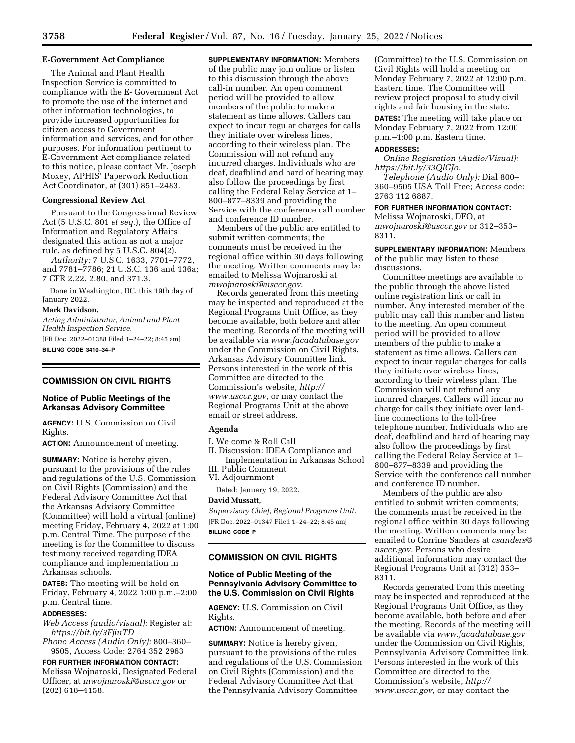**E-Government Act Compliance**

The Animal and Plant Health Inspection Service is committed to compliance with the E- Government Act to promote the use of the internet and other information technologies, to provide increased opportunities for citizen access to Government information and services, and for other purposes. For information pertinent to E-Government Act compliance related to this notice, please contact Mr. Joseph Moxey, APHIS' Paperwork Reduction Act Coordinator, at (301) 851–2483.

**Congressional Review Act**

Pursuant to the Congressional Review Act (5 U.S.C. 801 *et seq.*), the Office of Information and Regulatory Affairs designated this action as not a major rule, as defined by 5 U.S.C. 804(2).

*Authority:* 7 U.S.C. 1633, 7701–7772, and 7781–7786; 21 U.S.C. 136 and 136a; 7 CFR 2.22, 2.80, and 371.3.

Done in Washington, DC, this 19th day of January 2022.

**Mark Davidson,**

*Acting Administrator, Animal and Plant Health Inspection Service.*

[FR Doc. 2022–01388 Filed 1–24–22; 8:45 am]

**BILLING CODE 3410–34–P**

## COMMISSION ON CIVIL RIGHTS

### Notice of Public Meetings of the Arkansas Advisory Committee

**AGENCY:** U.S. Commission on Civil Rights.

**ACTION:** Announcement of meeting.

**SUMMARY:** Notice is hereby given, pursuant to the provisions of the rules and regulations of the U.S. Commission on Civil Rights (Commission) and the Federal Advisory Committee Act that the Arkansas Advisory Committee (Committee) will hold a virtual (online) meeting Friday, February 4, 2022 at 1:00 p.m. Central Time. The purpose of the meeting is for the Committee to discuss testimony received regarding IDEA compliance and implementation in Arkansas schools.

**DATES:** The meeting will be held on Friday, February 4, 2022 1:00 p.m.–2:00 p.m. Central time.

**ADDRESSES:**

*Web Access (audio/visual):* Register at: *https://bit.ly/3FjiuTD*

*Phone Access (Audio Only):* 800–360–9505, Access Code: 2764 352 2963

**FOR FURTHER INFORMATION CONTACT:** Melissa Wojnaroski, Designated Federal Officer, at *mwojnaroski@usccr.gov* or (202) 618–4158.

**SUPPLEMENTARY INFORMATION:** Members of the public may join online or listen to this discussion through the above call-in number. An open comment period will be provided to allow members of the public to make a statement as time allows. Callers can expect to incur regular charges for calls they initiate over wireless lines, according to their wireless plan. The Commission will not refund any incurred charges. Individuals who are deaf, deafblind and hard of hearing may also follow the proceedings by first calling the Federal Relay Service at 1–800–877–8339 and providing the Service with the conference call number and conference ID number.

Members of the public are entitled to submit written comments; the comments must be received in the regional office within 30 days following the meeting. Written comments may be emailed to Melissa Wojnaroski at *mwojnaroski@usccr.gov*.

Records generated from this meeting may be inspected and reproduced at the Regional Programs Unit Office, as they become available, both before and after the meeting. Records of the meeting will be available via *www.facadatabase.gov* under the Commission on Civil Rights, Arkansas Advisory Committee link. Persons interested in the work of this Committee are directed to the Commission's website, *http://www.usccr.gov,* or may contact the Regional Programs Unit at the above email or street address.

**Agenda**

I. Welcome & Roll Call
II. Discussion: IDEA Compliance and Implementation in Arkansas School
III. Public Comment
VI. Adjournment

Dated: January 19, 2022.

**David Mussatt,**

*Supervisory Chief, Regional Programs Unit.*

[FR Doc. 2022–01347 Filed 1–24–22; 8:45 am]

**BILLING CODE P**

## COMMISSION ON CIVIL RIGHTS

### Notice of Public Meeting of the Pennsylvania Advisory Committee to the U.S. Commission on Civil Rights

**AGENCY:** U.S. Commission on Civil Rights.

**ACTION:** Announcement of meeting.

**SUMMARY:** Notice is hereby given, pursuant to the provisions of the rules and regulations of the U.S. Commission on Civil Rights (Commission) and the Federal Advisory Committee Act that the Pennsylvania Advisory Committee (Committee) to the U.S. Commission on Civil Rights will hold a meeting on Monday February 7, 2022 at 12:00 p.m. Eastern time. The Committee will review project proposal to study civil rights and fair housing in the state.

**DATES:** The meeting will take place on Monday February 7, 2022 from 12:00 p.m.–1:00 p.m. Eastern time.

**ADDRESSES:**

*Online Regisration (Audio/Visual): https://bit.ly/33QlGJo.*

*Telephone (Audio Only):* Dial 800–360–9505 USA Toll Free; Access code: 2763 112 6887.

**FOR FURTHER INFORMATION CONTACT:** Melissa Wojnaroski, DFO, at *mwojnaroski@usccr.gov* or 312–353–8311.

**SUPPLEMENTARY INFORMATION:** Members of the public may listen to these discussions.

Committee meetings are available to the public through the above listed online registration link or call in number. Any interested member of the public may call this number and listen to the meeting. An open comment period will be provided to allow members of the public to make a statement as time allows. Callers can expect to incur regular charges for calls they initiate over wireless lines, according to their wireless plan. The Commission will not refund any incurred charges. Callers will incur no charge for calls they initiate over land-line connections to the toll-free telephone number. Individuals who are deaf, deafblind and hard of hearing may also follow the proceedings by first calling the Federal Relay Service at 1–800–877–8339 and providing the Service with the conference call number and conference ID number.

Members of the public are also entitled to submit written comments; the comments must be received in the regional office within 30 days following the meeting. Written comments may be emailed to Corrine Sanders at *csanders@usccr.gov*. Persons who desire additional information may contact the Regional Programs Unit at (312) 353–8311.

Records generated from this meeting may be inspected and reproduced at the Regional Programs Unit Office, as they become available, both before and after the meeting. Records of the meeting will be available via *www.facadatabase.gov* under the Commission on Civil Rights, Pennsylvania Advisory Committee link. Persons interested in the work of this Committee are directed to the Commission's website, *http://www.usccr.gov,* or may contact the